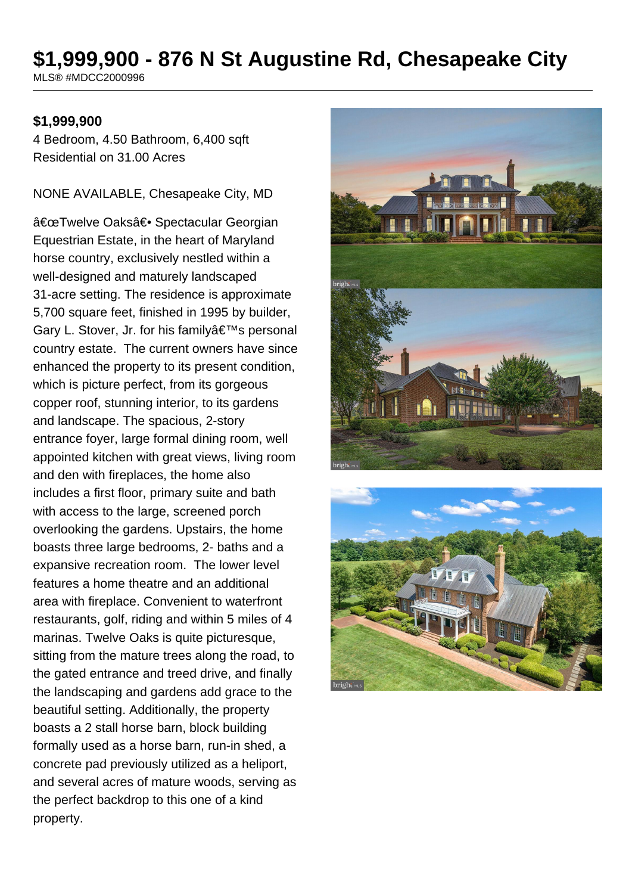# $1,999,900 - 876 N St Augustine Rd, Chesapeake City

MLS® #MDCC2000996

**$1,999,900**

4 Bedroom, 4.50 Bathroom, 6,400 sqft
Residential on 31.00 Acres

NONE AVAILABLE, Chesapeake City, MD

â€œTwelve Oaksâ€• Spectacular Georgian Equestrian Estate, in the heart of Maryland horse country, exclusively nestled within a well-designed and maturely landscaped 31-acre setting. The residence is approximate 5,700 square feet, finished in 1995 by builder, Gary L. Stover, Jr. for his familyâ€™s personal country estate. The current owners have since enhanced the property to its present condition, which is picture perfect, from its gorgeous copper roof, stunning interior, to its gardens and landscape. The spacious, 2-story entrance foyer, large formal dining room, well appointed kitchen with great views, living room and den with fireplaces, the home also includes a first floor, primary suite and bath with access to the large, screened porch overlooking the gardens. Upstairs, the home boasts three large bedrooms, 2- baths and a expansive recreation room. The lower level features a home theatre and an additional area with fireplace. Convenient to waterfront restaurants, golf, riding and within 5 miles of 4 marinas. Twelve Oaks is quite picturesque, sitting from the mature trees along the road, to the gated entrance and treed drive, and finally the landscaping and gardens add grace to the beautiful setting. Additionally, the property boasts a 2 stall horse barn, block building formally used as a horse barn, run-in shed, a concrete pad previously utilized as a heliport, and several acres of mature woods, serving as the perfect backdrop to this one of a kind property.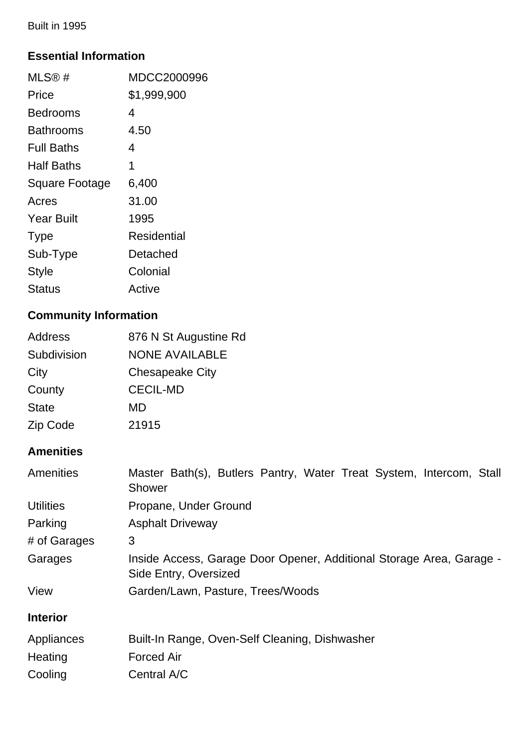Built in 1995

## Essential Information

| | |
|---|---|
| MLS® # | MDCC2000996 |
| Price | $1,999,900 |
| Bedrooms | 4 |
| Bathrooms | 4.50 |
| Full Baths | 4 |
| Half Baths | 1 |
| Square Footage | 6,400 |
| Acres | 31.00 |
| Year Built | 1995 |
| Type | Residential |
| Sub-Type | Detached |
| Style | Colonial |
| Status | Active |

## Community Information

| | |
|---|---|
| Address | 876 N St Augustine Rd |
| Subdivision | NONE AVAILABLE |
| City | Chesapeake City |
| County | CECIL-MD |
| State | MD |
| Zip Code | 21915 |

## Amenities

| | |
|---|---|
| Amenities | Master Bath(s), Butlers Pantry, Water Treat System, Intercom, Stall Shower |
| Utilities | Propane, Under Ground |
| Parking | Asphalt Driveway |
| # of Garages | 3 |
| Garages | Inside Access, Garage Door Opener, Additional Storage Area, Garage - Side Entry, Oversized |
| View | Garden/Lawn, Pasture, Trees/Woods |

## Interior

| | |
|---|---|
| Appliances | Built-In Range, Oven-Self Cleaning, Dishwasher |
| Heating | Forced Air |
| Cooling | Central A/C |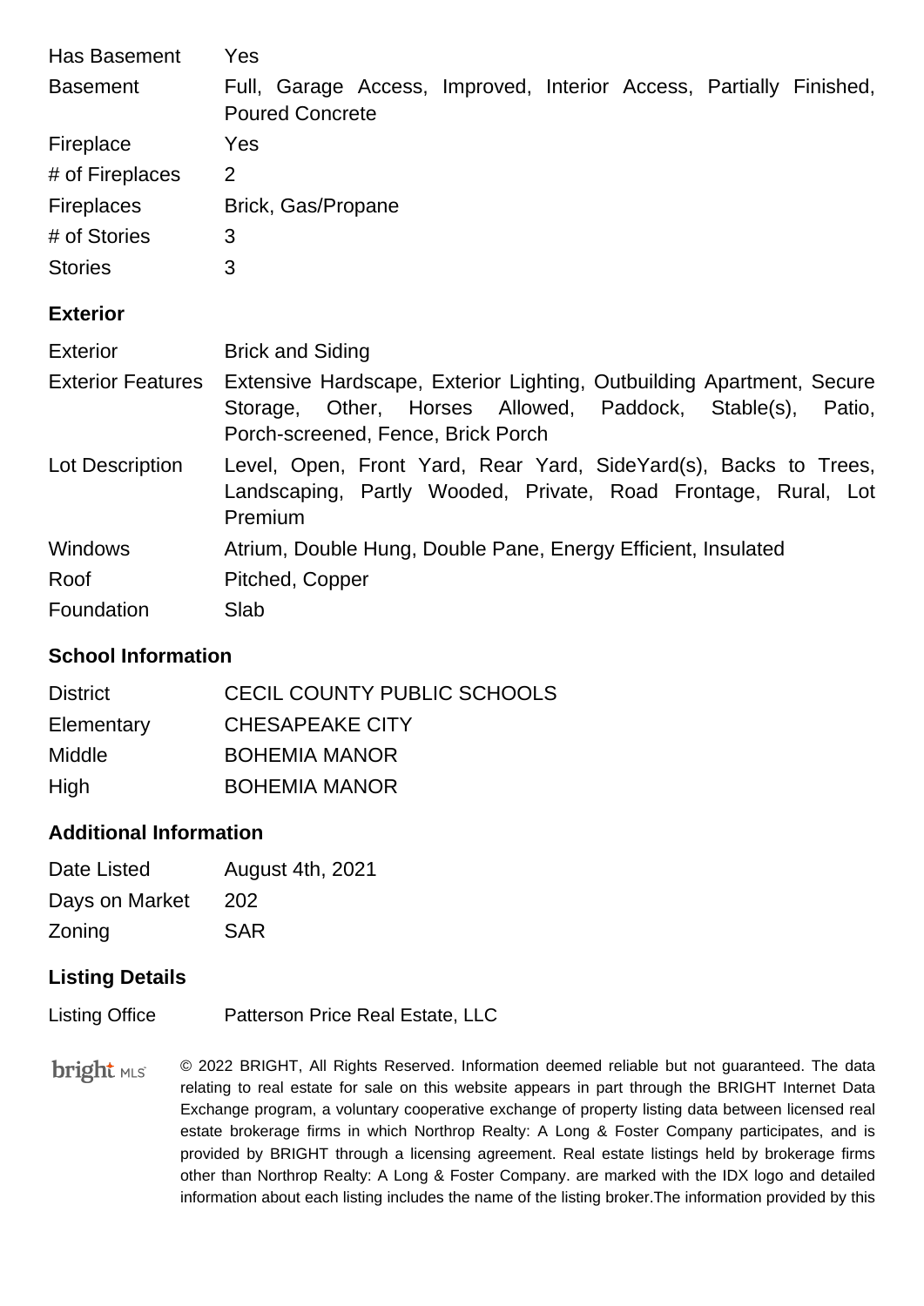| | |
|---|---|
| Has Basement | Yes |
| Basement | Full, Garage Access, Improved, Interior Access, Partially Finished, Poured Concrete |
| Fireplace | Yes |
| # of Fireplaces | 2 |
| Fireplaces | Brick, Gas/Propane |
| # of Stories | 3 |
| Stories | 3 |

## Exterior

| | |
|---|---|
| Exterior | Brick and Siding |
| Exterior Features | Extensive Hardscape, Exterior Lighting, Outbuilding Apartment, Secure Storage, Other, Horses Allowed, Paddock, Stable(s), Patio, Porch-screened, Fence, Brick Porch |
| Lot Description | Level, Open, Front Yard, Rear Yard, SideYard(s), Backs to Trees, Landscaping, Partly Wooded, Private, Road Frontage, Rural, Lot Premium |
| Windows | Atrium, Double Hung, Double Pane, Energy Efficient, Insulated |
| Roof | Pitched, Copper |
| Foundation | Slab |

## School Information

| | |
|---|---|
| District | CECIL COUNTY PUBLIC SCHOOLS |
| Elementary | CHESAPEAKE CITY |
| Middle | BOHEMIA MANOR |
| High | BOHEMIA MANOR |

## Additional Information

| | |
|---|---|
| Date Listed | August 4th, 2021 |
| Days on Market | 202 |
| Zoning | SAR |

## Listing Details

| | |
|---|---|
| Listing Office | Patterson Price Real Estate, LLC |

bright MLS

© 2022 BRIGHT, All Rights Reserved. Information deemed reliable but not guaranteed. The data relating to real estate for sale on this website appears in part through the BRIGHT Internet Data Exchange program, a voluntary cooperative exchange of property listing data between licensed real estate brokerage firms in which Northrop Realty: A Long & Foster Company participates, and is provided by BRIGHT through a licensing agreement. Real estate listings held by brokerage firms other than Northrop Realty: A Long & Foster Company. are marked with the IDX logo and detailed information about each listing includes the name of the listing broker.The information provided by this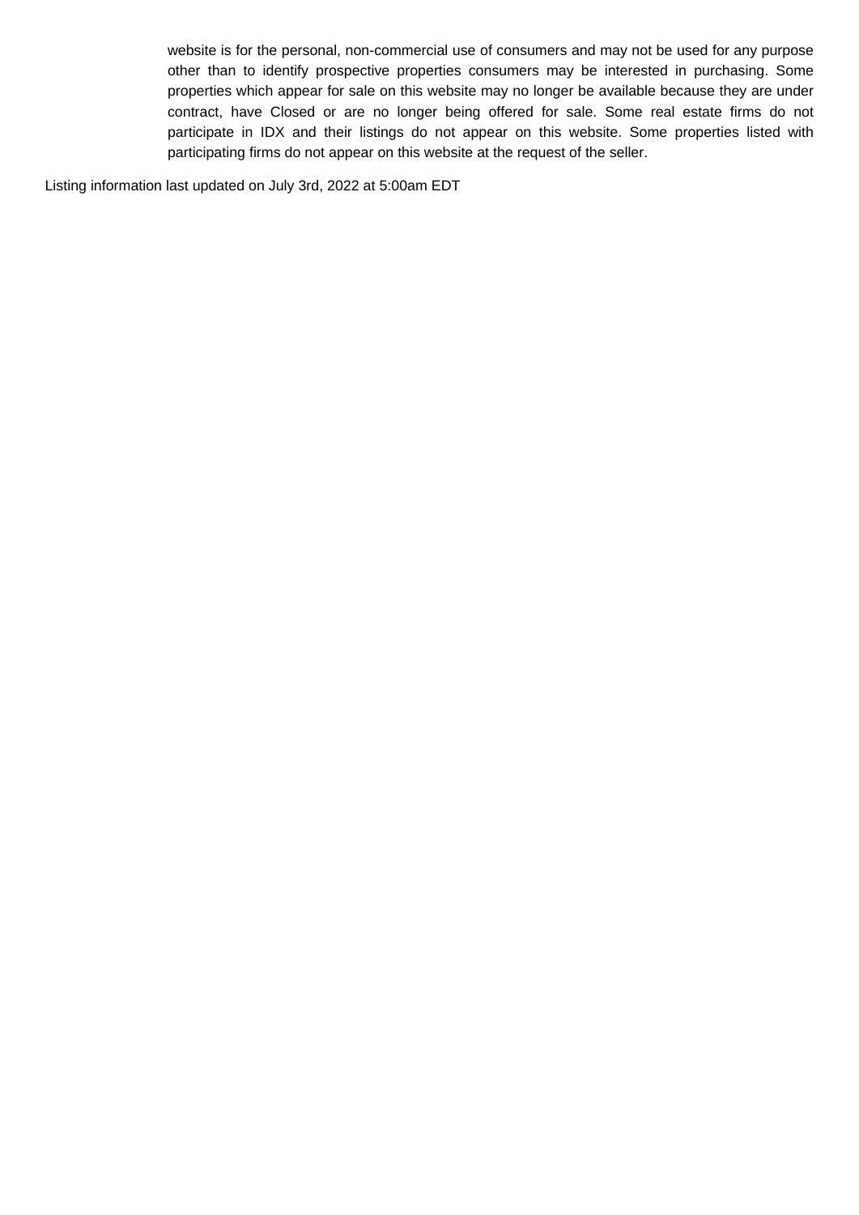website is for the personal, non-commercial use of consumers and may not be used for any purpose other than to identify prospective properties consumers may be interested in purchasing. Some properties which appear for sale on this website may no longer be available because they are under contract, have Closed or are no longer being offered for sale. Some real estate firms do not participate in IDX and their listings do not appear on this website. Some properties listed with participating firms do not appear on this website at the request of the seller.

Listing information last updated on July 3rd, 2022 at 5:00am EDT